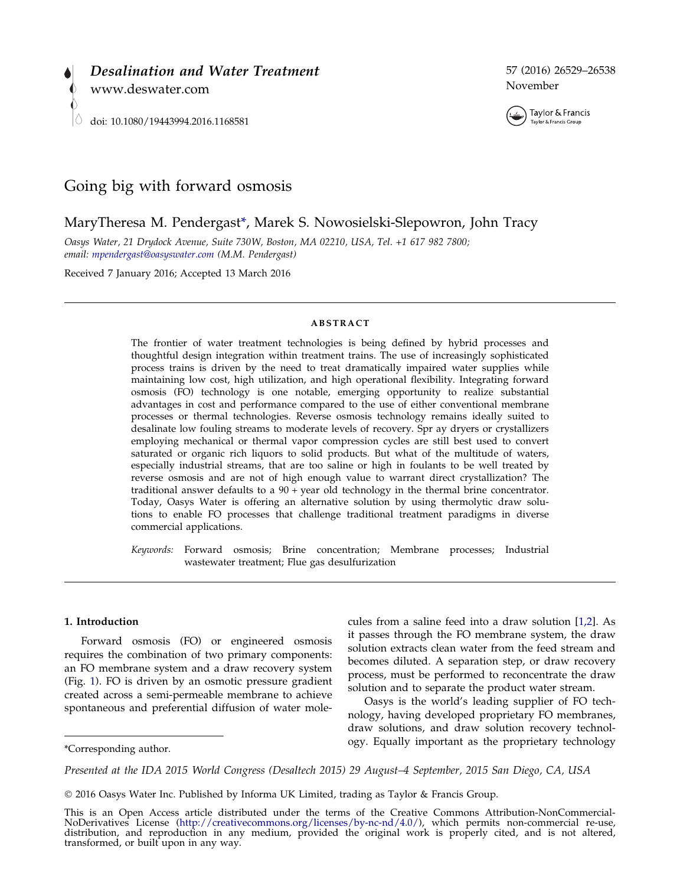# Going big with forward osmosis

MaryTheresa M. Pendergast*, Marek S. Nowosielski-Slepowron, John Tracy

*Oasys Water, 21 Drydock Avenue, Suite 730W, Boston, MA 02210, USA, Tel. +1 617 982 7800; email: mpendergast@oasyswater.com (M.M. Pendergast)*

Received 7 January 2016; Accepted 13 March 2016

## ABSTRACT

The frontier of water treatment technologies is being defined by hybrid processes and thoughtful design integration within treatment trains. The use of increasingly sophisticated process trains is driven by the need to treat dramatically impaired water supplies while maintaining low cost, high utilization, and high operational flexibility. Integrating forward osmosis (FO) technology is one notable, emerging opportunity to realize substantial advantages in cost and performance compared to the use of either conventional membrane processes or thermal technologies. Reverse osmosis technology remains ideally suited to desalinate low fouling streams to moderate levels of recovery. Spr ay dryers or crystallizers employing mechanical or thermal vapor compression cycles are still best used to convert saturated or organic rich liquors to solid products. But what of the multitude of waters, especially industrial streams, that are too saline or high in foulants to be well treated by reverse osmosis and are not of high enough value to warrant direct crystallization? The traditional answer defaults to a 90 + year old technology in the thermal brine concentrator. Today, Oasys Water is offering an alternative solution by using thermolytic draw solutions to enable FO processes that challenge traditional treatment paradigms in diverse commercial applications.

*Keywords:* Forward osmosis; Brine concentration; Membrane processes; Industrial wastewater treatment; Flue gas desulfurization

## 1. Introduction

Forward osmosis (FO) or engineered osmosis requires the combination of two primary components: an FO membrane system and a draw recovery system (Fig. 1). FO is driven by an osmotic pressure gradient created across a semi-permeable membrane to achieve spontaneous and preferential diffusion of water molecules from a saline feed into a draw solution [1,2]. As it passes through the FO membrane system, the draw solution extracts clean water from the feed stream and becomes diluted. A separation step, or draw recovery process, must be performed to reconcentrate the draw solution and to separate the product water stream.

Oasys is the world's leading supplier of FO technology, having developed proprietary FO membranes, draw solutions, and draw solution recovery technology. Equally important as the proprietary technology

*Corresponding author.

*Presented at the IDA 2015 World Congress (Desaltech 2015) 29 August–4 September, 2015 San Diego, CA, USA*

© 2016 Oasys Water Inc. Published by Informa UK Limited, trading as Taylor & Francis Group.

This is an Open Access article distributed under the terms of the Creative Commons Attribution-NonCommercial-NoDerivatives License (http://creativecommons.org/licenses/by-nc-nd/4.0/), which permits non-commercial re-use, distribution, and reproduction in any medium, provided the original work is properly cited, and is not altered, transformed, or built upon in any way.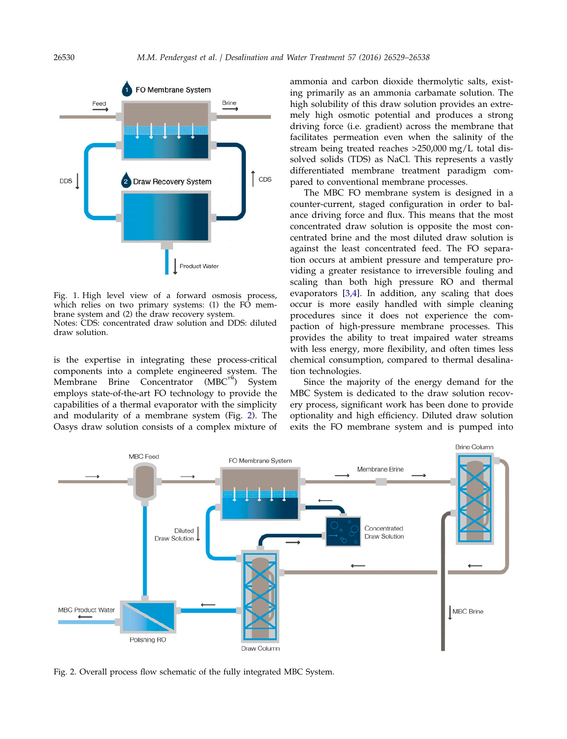Fig. 1. High level view of a forward osmosis process, which relies on two primary systems: (1) the FO membrane system and (2) the draw recovery system.
Notes: CDS: concentrated draw solution and DDS: diluted draw solution.

is the expertise in integrating these process-critical components into a complete engineered system. The Membrane Brine Concentrator (MBC™) System employs state-of-the-art FO technology to provide the capabilities of a thermal evaporator with the simplicity and modularity of a membrane system (Fig. 2). The Oasys draw solution consists of a complex mixture of ammonia and carbon dioxide thermolytic salts, existing primarily as an ammonia carbamate solution. The high solubility of this draw solution provides an extremely high osmotic potential and produces a strong driving force (i.e. gradient) across the membrane that facilitates permeation even when the salinity of the stream being treated reaches >250,000 mg/L total dissolved solids (TDS) as NaCl. This represents a vastly differentiated membrane treatment paradigm compared to conventional membrane processes.

The MBC FO membrane system is designed in a counter-current, staged configuration in order to balance driving force and flux. This means that the most concentrated draw solution is opposite the most concentrated brine and the most diluted draw solution is against the least concentrated feed. The FO separation occurs at ambient pressure and temperature providing a greater resistance to irreversible fouling and scaling than both high pressure RO and thermal evaporators [3,4]. In addition, any scaling that does occur is more easily handled with simple cleaning procedures since it does not experience the compaction of high-pressure membrane processes. This provides the ability to treat impaired water streams with less energy, more flexibility, and often times less chemical consumption, compared to thermal desalination technologies.

Since the majority of the energy demand for the MBC System is dedicated to the draw solution recovery process, significant work has been done to provide optionality and high efficiency. Diluted draw solution exits the FO membrane system and is pumped into

Fig. 2. Overall process flow schematic of the fully integrated MBC System.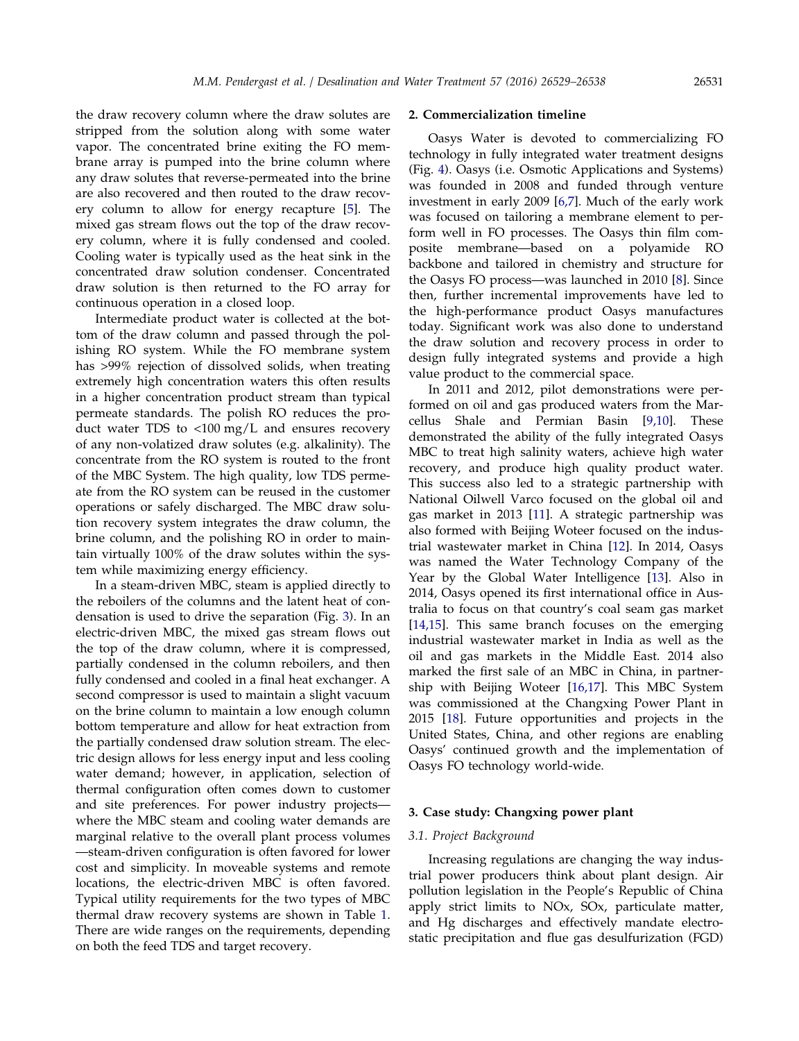the draw recovery column where the draw solutes are stripped from the solution along with some water vapor. The concentrated brine exiting the FO membrane array is pumped into the brine column where any draw solutes that reverse-permeated into the brine are also recovered and then routed to the draw recovery column to allow for energy recapture [5]. The mixed gas stream flows out the top of the draw recovery column, where it is fully condensed and cooled. Cooling water is typically used as the heat sink in the concentrated draw solution condenser. Concentrated draw solution is then returned to the FO array for continuous operation in a closed loop.

Intermediate product water is collected at the bottom of the draw column and passed through the polishing RO system. While the FO membrane system has >99% rejection of dissolved solids, when treating extremely high concentration waters this often results in a higher concentration product stream than typical permeate standards. The polish RO reduces the product water TDS to <100 mg/L and ensures recovery of any non-volatized draw solutes (e.g. alkalinity). The concentrate from the RO system is routed to the front of the MBC System. The high quality, low TDS permeate from the RO system can be reused in the customer operations or safely discharged. The MBC draw solution recovery system integrates the draw column, the brine column, and the polishing RO in order to maintain virtually 100% of the draw solutes within the system while maximizing energy efficiency.

In a steam-driven MBC, steam is applied directly to the reboilers of the columns and the latent heat of condensation is used to drive the separation (Fig. 3). In an electric-driven MBC, the mixed gas stream flows out the top of the draw column, where it is compressed, partially condensed in the column reboilers, and then fully condensed and cooled in a final heat exchanger. A second compressor is used to maintain a slight vacuum on the brine column to maintain a low enough column bottom temperature and allow for heat extraction from the partially condensed draw solution stream. The electric design allows for less energy input and less cooling water demand; however, in application, selection of thermal configuration often comes down to customer and site preferences. For power industry projects—where the MBC steam and cooling water demands are marginal relative to the overall plant process volumes—steam-driven configuration is often favored for lower cost and simplicity. In moveable systems and remote locations, the electric-driven MBC is often favored. Typical utility requirements for the two types of MBC thermal draw recovery systems are shown in Table 1. There are wide ranges on the requirements, depending on both the feed TDS and target recovery.

## 2. Commercialization timeline

Oasys Water is devoted to commercializing FO technology in fully integrated water treatment designs (Fig. 4). Oasys (i.e. Osmotic Applications and Systems) was founded in 2008 and funded through venture investment in early 2009 [6,7]. Much of the early work was focused on tailoring a membrane element to perform well in FO processes. The Oasys thin film composite membrane—based on a polyamide RO backbone and tailored in chemistry and structure for the Oasys FO process—was launched in 2010 [8]. Since then, further incremental improvements have led to the high-performance product Oasys manufactures today. Significant work was also done to understand the draw solution and recovery process in order to design fully integrated systems and provide a high value product to the commercial space.

In 2011 and 2012, pilot demonstrations were performed on oil and gas produced waters from the Marcellus Shale and Permian Basin [9,10]. These demonstrated the ability of the fully integrated Oasys MBC to treat high salinity waters, achieve high water recovery, and produce high quality product water. This success also led to a strategic partnership with National Oilwell Varco focused on the global oil and gas market in 2013 [11]. A strategic partnership was also formed with Beijing Woteer focused on the industrial wastewater market in China [12]. In 2014, Oasys was named the Water Technology Company of the Year by the Global Water Intelligence [13]. Also in 2014, Oasys opened its first international office in Australia to focus on that country's coal seam gas market [14,15]. This same branch focuses on the emerging industrial wastewater market in India as well as the oil and gas markets in the Middle East. 2014 also marked the first sale of an MBC in China, in partnership with Beijing Woteer [16,17]. This MBC System was commissioned at the Changxing Power Plant in 2015 [18]. Future opportunities and projects in the United States, China, and other regions are enabling Oasys' continued growth and the implementation of Oasys FO technology world-wide.

## 3. Case study: Changxing power plant

### 3.1. Project Background

Increasing regulations are changing the way industrial power producers think about plant design. Air pollution legislation in the People's Republic of China apply strict limits to NOx, SOx, particulate matter, and Hg discharges and effectively mandate electrostatic precipitation and flue gas desulfurization (FGD)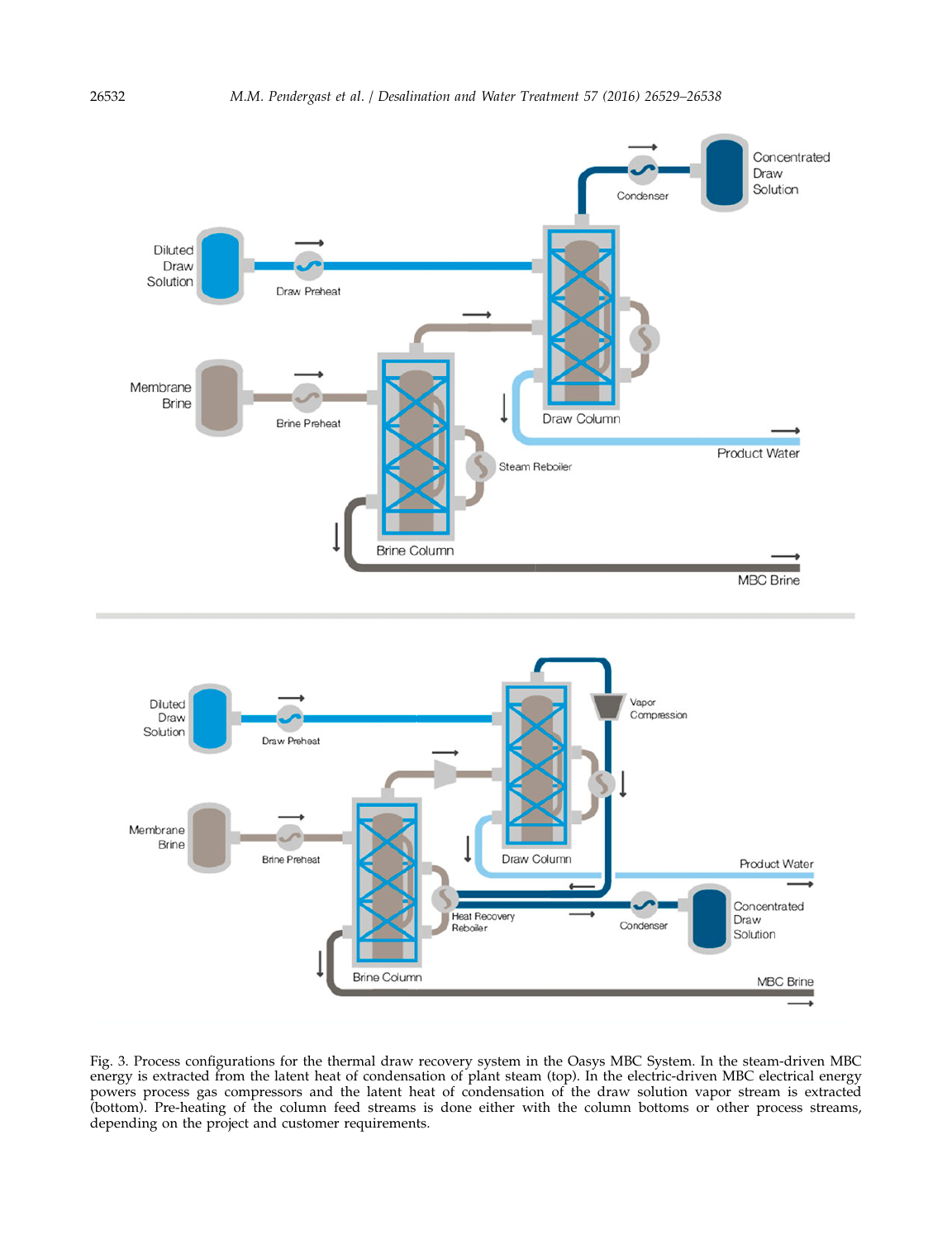Fig. 3. Process configurations for the thermal draw recovery system in the Oasys MBC System. In the steam-driven MBC energy is extracted from the latent heat of condensation of plant steam (top). In the electric-driven MBC electrical energy powers process gas compressors and the latent heat of condensation of the draw solution vapor stream is extracted (bottom). Pre-heating of the column feed streams is done either with the column bottoms or other process streams, depending on the project and customer requirements.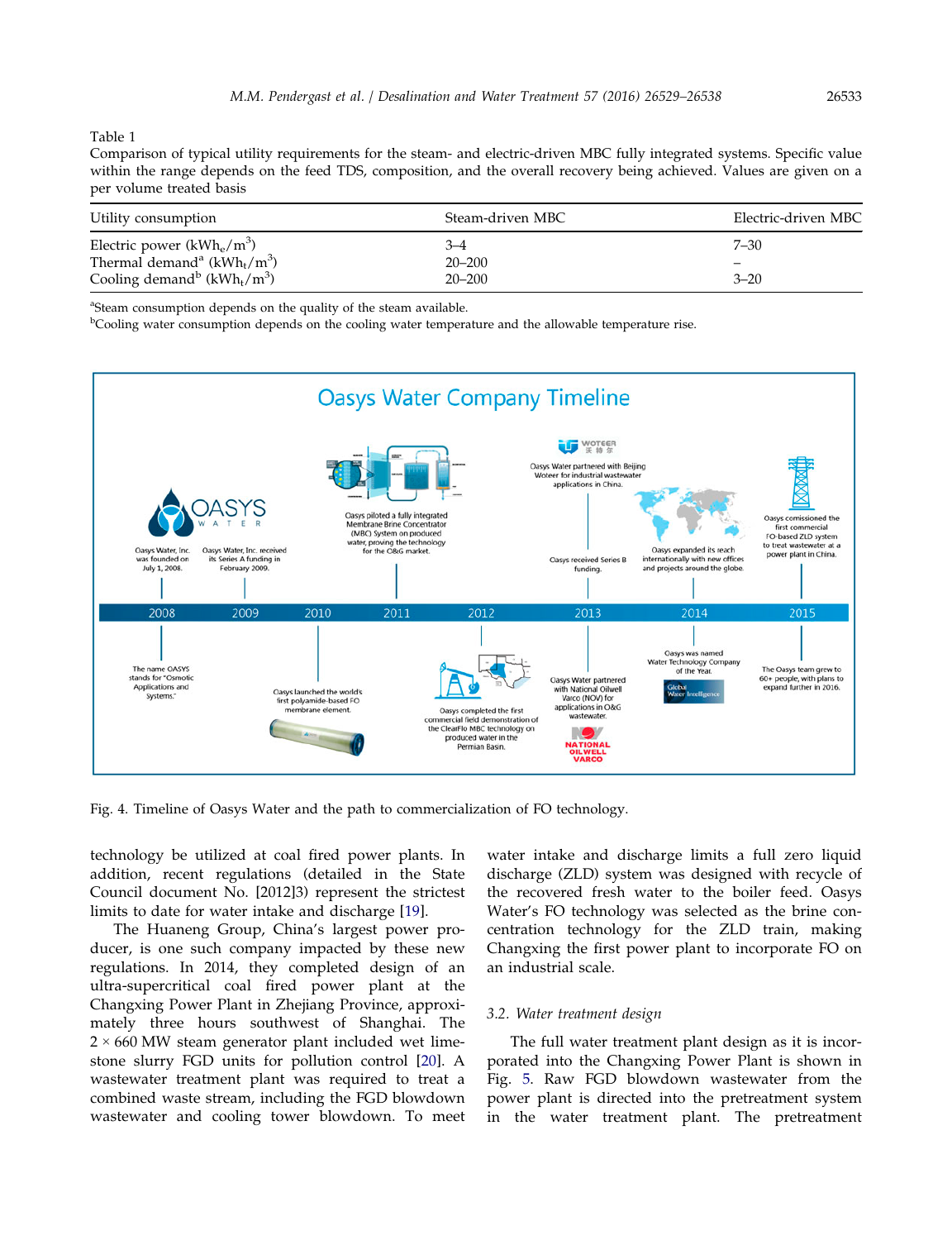Table 1
Comparison of typical utility requirements for the steam- and electric-driven MBC fully integrated systems. Specific value within the range depends on the feed TDS, composition, and the overall recovery being achieved. Values are given on a per volume treated basis

| Utility consumption | Steam-driven MBC | Electric-driven MBC |
|---|---|---|
| Electric power ($kWh_e/m^3$) | 3–4 | 7–30 |
| Thermal demand[a] ($kWh_t/m^3$) | 20–200 | – |
| Cooling demand[b] ($kWh_t/m^3$) | 20–200 | 3–20 |

[a]Steam consumption depends on the quality of the steam available.
[b]Cooling water consumption depends on the cooling water temperature and the allowable temperature rise.

Fig. 4. Timeline of Oasys Water and the path to commercialization of FO technology.

technology be utilized at coal fired power plants. In addition, recent regulations (detailed in the State Council document No. [2012]3) represent the strictest limits to date for water intake and discharge [19].

The Huaneng Group, China's largest power producer, is one such company impacted by these new regulations. In 2014, they completed design of an ultra-supercritical coal fired power plant at the Changxing Power Plant in Zhejiang Province, approximately three hours southwest of Shanghai. The $2 \times 660$ MW steam generator plant included wet limestone slurry FGD units for pollution control [20]. A wastewater treatment plant was required to treat a combined waste stream, including the FGD blowdown wastewater and cooling tower blowdown. To meet water intake and discharge limits a full zero liquid discharge (ZLD) system was designed with recycle of the recovered fresh water to the boiler feed. Oasys Water's FO technology was selected as the brine concentration technology for the ZLD train, making Changxing the first power plant to incorporate FO on an industrial scale.

### 3.2. Water treatment design

The full water treatment plant design as it is incorporated into the Changxing Power Plant is shown in Fig. 5. Raw FGD blowdown wastewater from the power plant is directed into the pretreatment system in the water treatment plant. The pretreatment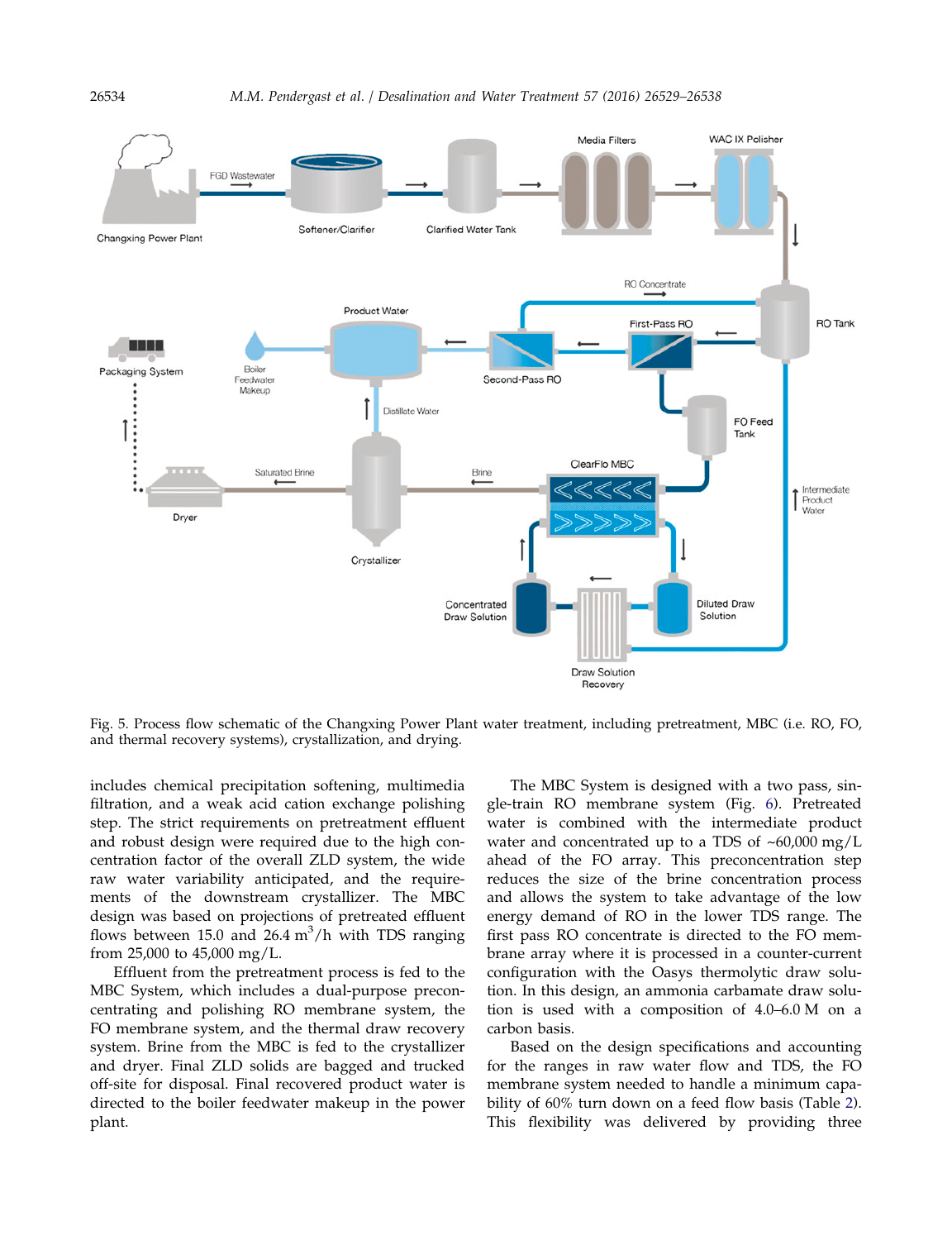Fig. 5. Process flow schematic of the Changxing Power Plant water treatment, including pretreatment, MBC (i.e. RO, FO, and thermal recovery systems), crystallization, and drying.

includes chemical precipitation softening, multimedia filtration, and a weak acid cation exchange polishing step. The strict requirements on pretreatment effluent and robust design were required due to the high concentration factor of the overall ZLD system, the wide raw water variability anticipated, and the requirements of the downstream crystallizer. The MBC design was based on projections of pretreated effluent flows between 15.0 and 26.4 $m^3$/h with TDS ranging from 25,000 to 45,000 mg/L.

Effluent from the pretreatment process is fed to the MBC System, which includes a dual-purpose preconcentrating and polishing RO membrane system, the FO membrane system, and the thermal draw recovery system. Brine from the MBC is fed to the crystallizer and dryer. Final ZLD solids are bagged and trucked off-site for disposal. Final recovered product water is directed to the boiler feedwater makeup in the power plant.

The MBC System is designed with a two pass, single-train RO membrane system (Fig. 6). Pretreated water is combined with the intermediate product water and concentrated up to a TDS of ~60,000 mg/L ahead of the FO array. This preconcentration step reduces the size of the brine concentration process and allows the system to take advantage of the low energy demand of RO in the lower TDS range. The first pass RO concentrate is directed to the FO membrane array where it is processed in a counter-current configuration with the Oasys thermolytic draw solution. In this design, an ammonia carbamate draw solution is used with a composition of 4.0–6.0 M on a carbon basis.

Based on the design specifications and accounting for the ranges in raw water flow and TDS, the FO membrane system needed to handle a minimum capability of 60% turn down on a feed flow basis (Table 2). This flexibility was delivered by providing three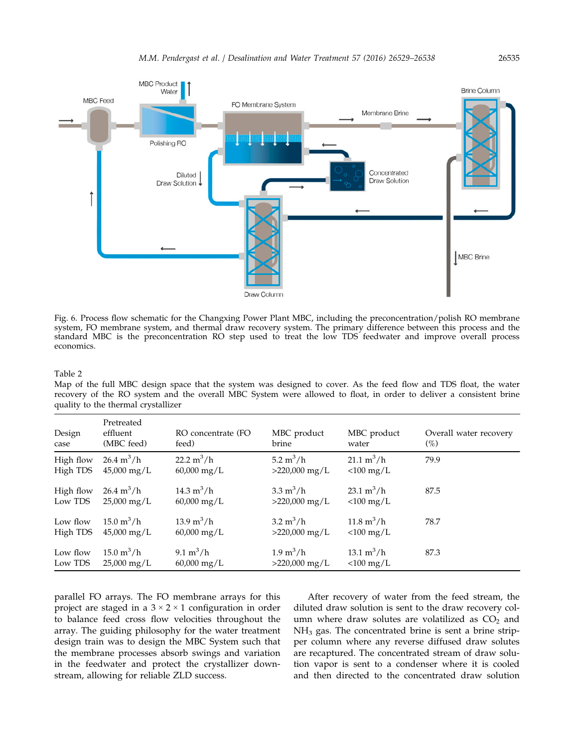Fig. 6. Process flow schematic for the Changxing Power Plant MBC, including the preconcentration/polish RO membrane system, FO membrane system, and thermal draw recovery system. The primary difference between this process and the standard MBC is the preconcentration RO step used to treat the low TDS feedwater and improve overall process economics.

Table 2
Map of the full MBC design space that the system was designed to cover. As the feed flow and TDS float, the water recovery of the RO system and the overall MBC System were allowed to float, in order to deliver a consistent brine quality to the thermal crystallizer

| Design case | Pretreated effluent (MBC feed) | RO concentrate (FO feed) | MBC product brine | MBC product water | Overall water recovery (%) |
|---|---|---|---|---|---|
| High flow<br>High TDS | 26.4 $m^3$/h<br>45,000 mg/L | 22.2 $m^3$/h<br>60,000 mg/L | 5.2 $m^3$/h<br>>220,000 mg/L | 21.1 $m^3$/h<br><100 mg/L | 79.9 |
| High flow<br>Low TDS | 26.4 $m^3$/h<br>25,000 mg/L | 14.3 $m^3$/h<br>60,000 mg/L | 3.3 $m^3$/h<br>>220,000 mg/L | 23.1 $m^3$/h<br><100 mg/L | 87.5 |
| Low flow<br>High TDS | 15.0 $m^3$/h<br>45,000 mg/L | 13.9 $m^3$/h<br>60,000 mg/L | 3.2 $m^3$/h<br>>220,000 mg/L | 11.8 $m^3$/h<br><100 mg/L | 78.7 |
| Low flow<br>Low TDS | 15.0 $m^3$/h<br>25,000 mg/L | 9.1 $m^3$/h<br>60,000 mg/L | 1.9 $m^3$/h<br>>220,000 mg/L | 13.1 $m^3$/h<br><100 mg/L | 87.3 |

parallel FO arrays. The FO membrane arrays for this project are staged in a 3 × 2 × 1 configuration in order to balance feed cross flow velocities throughout the array. The guiding philosophy for the water treatment design train was to design the MBC System such that the membrane processes absorb swings and variation in the feedwater and protect the crystallizer downstream, allowing for reliable ZLD success.

After recovery of water from the feed stream, the diluted draw solution is sent to the draw recovery column where draw solutes are volatilized as $CO_2$ and $NH_3$ gas. The concentrated brine is sent a brine stripper column where any reverse diffused draw solutes are recaptured. The concentrated stream of draw solution vapor is sent to a condenser where it is cooled and then directed to the concentrated draw solution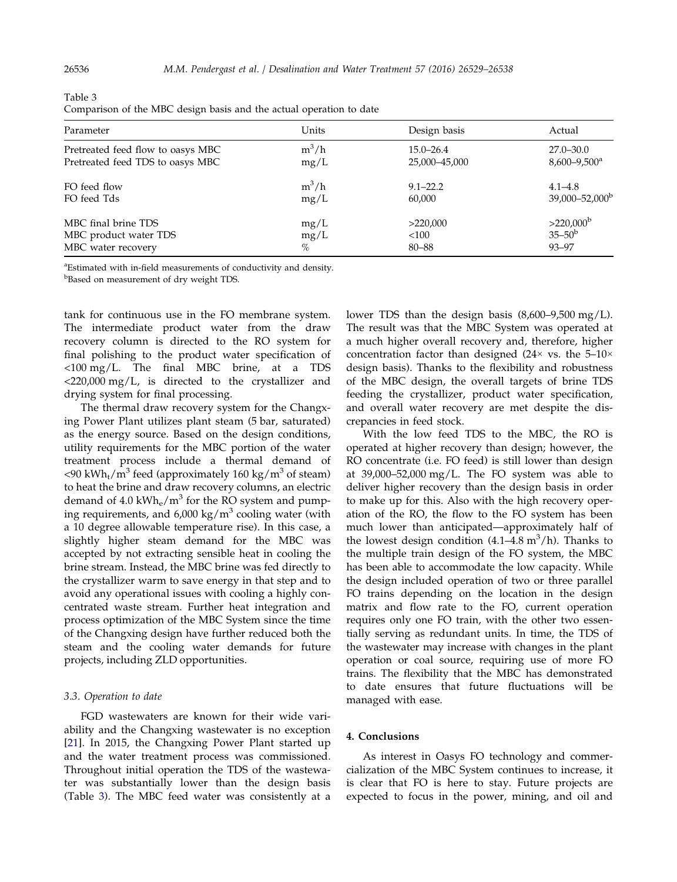Table 3
Comparison of the MBC design basis and the actual operation to date

| Parameter | Units | Design basis | Actual |
|---|---|---|---|
| Pretreated feed flow to oasys MBC | $m^3/h$ | 15.0–26.4 | 27.0–30.0 |
| Pretreated feed TDS to oasys MBC | mg/L | 25,000–45,000 | 8,600–9,500[a] |
| FO feed flow | $m^3/h$ | 9.1–22.2 | 4.1–4.8 |
| FO feed Tds | mg/L | 60,000 | 39,000–52,000[b] |
| MBC final brine TDS | mg/L | >220,000 | >220,000[b] |
| MBC product water TDS | mg/L | <100 | 35–50[b] |
| MBC water recovery | % | 80–88 | 93–97 |

[a]Estimated with in-field measurements of conductivity and density.
[b]Based on measurement of dry weight TDS.

tank for continuous use in the FO membrane system. The intermediate product water from the draw recovery column is directed to the RO system for final polishing to the product water specification of <100 mg/L. The final MBC brine, at a TDS <220,000 mg/L, is directed to the crystallizer and drying system for final processing.

The thermal draw recovery system for the Changxing Power Plant utilizes plant steam (5 bar, saturated) as the energy source. Based on the design conditions, utility requirements for the MBC portion of the water treatment process include a thermal demand of <90 $kWh_t/m^3$ feed (approximately 160 $kg/m^3$ of steam) to heat the brine and draw recovery columns, an electric demand of 4.0 $kWh_e/m^3$ for the RO system and pumping requirements, and 6,000 $kg/m^3$ cooling water (with a 10 degree allowable temperature rise). In this case, a slightly higher steam demand for the MBC was accepted by not extracting sensible heat in cooling the brine stream. Instead, the MBC brine was fed directly to the crystallizer warm to save energy in that step and to avoid any operational issues with cooling a highly concentrated waste stream. Further heat integration and process optimization of the MBC System since the time of the Changxing design have further reduced both the steam and the cooling water demands for future projects, including ZLD opportunities.

### 3.3. Operation to date

FGD wastewaters are known for their wide variability and the Changxing wastewater is no exception [21]. In 2015, the Changxing Power Plant started up and the water treatment process was commissioned. Throughout initial operation the TDS of the wastewater was substantially lower than the design basis (Table 3). The MBC feed water was consistently at a lower TDS than the design basis (8,600–9,500 mg/L). The result was that the MBC System was operated at a much higher overall recovery and, therefore, higher concentration factor than designed (24× vs. the 5–10× design basis). Thanks to the flexibility and robustness of the MBC design, the overall targets of brine TDS feeding the crystallizer, product water specification, and overall water recovery are met despite the discrepancies in feed stock.

With the low feed TDS to the MBC, the RO is operated at higher recovery than design; however, the RO concentrate (i.e. FO feed) is still lower than design at 39,000–52,000 mg/L. The FO system was able to deliver higher recovery than the design basis in order to make up for this. Also with the high recovery operation of the RO, the flow to the FO system has been much lower than anticipated—approximately half of the lowest design condition (4.1–4.8 $m^3/h$). Thanks to the multiple train design of the FO system, the MBC has been able to accommodate the low capacity. While the design included operation of two or three parallel FO trains depending on the location in the design matrix and flow rate to the FO, current operation requires only one FO train, with the other two essentially serving as redundant units. In time, the TDS of the wastewater may increase with changes in the plant operation or coal source, requiring use of more FO trains. The flexibility that the MBC has demonstrated to date ensures that future fluctuations will be managed with ease.

## 4. Conclusions

As interest in Oasys FO technology and commercialization of the MBC System continues to increase, it is clear that FO is here to stay. Future projects are expected to focus in the power, mining, and oil and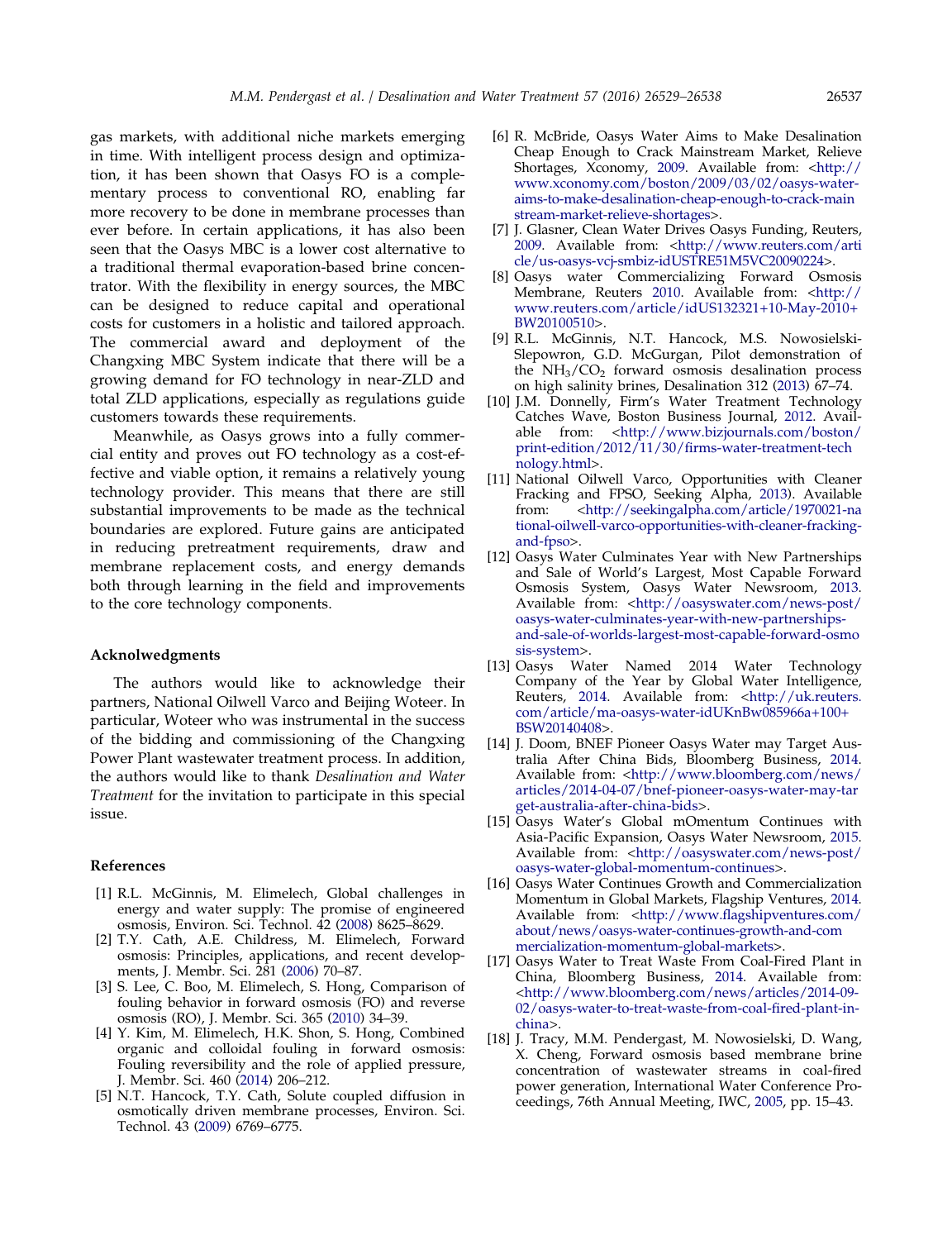gas markets, with additional niche markets emerging in time. With intelligent process design and optimization, it has been shown that Oasys FO is a complementary process to conventional RO, enabling far more recovery to be done in membrane processes than ever before. In certain applications, it has also been seen that the Oasys MBC is a lower cost alternative to a traditional thermal evaporation-based brine concentrator. With the flexibility in energy sources, the MBC can be designed to reduce capital and operational costs for customers in a holistic and tailored approach. The commercial award and deployment of the Changxing MBC System indicate that there will be a growing demand for FO technology in near-ZLD and total ZLD applications, especially as regulations guide customers towards these requirements.

Meanwhile, as Oasys grows into a fully commercial entity and proves out FO technology as a cost-effective and viable option, it remains a relatively young technology provider. This means that there are still substantial improvements to be made as the technical boundaries are explored. Future gains are anticipated in reducing pretreatment requirements, draw and membrane replacement costs, and energy demands both through learning in the field and improvements to the core technology components.

### Acknolwedgments

The authors would like to acknowledge their partners, National Oilwell Varco and Beijing Woteer. In particular, Woteer who was instrumental in the success of the bidding and commissioning of the Changxing Power Plant wastewater treatment process. In addition, the authors would like to thank *Desalination and Water Treatment* for the invitation to participate in this special issue.

### References

[1] R.L. McGinnis, M. Elimelech, Global challenges in energy and water supply: The promise of engineered osmosis, Environ. Sci. Technol. 42 (2008) 8625–8629.

[2] T.Y. Cath, A.E. Childress, M. Elimelech, Forward osmosis: Principles, applications, and recent developments, J. Membr. Sci. 281 (2006) 70–87.

[3] S. Lee, C. Boo, M. Elimelech, S. Hong, Comparison of fouling behavior in forward osmosis (FO) and reverse osmosis (RO), J. Membr. Sci. 365 (2010) 34–39.

[4] Y. Kim, M. Elimelech, H.K. Shon, S. Hong, Combined organic and colloidal fouling in forward osmosis: Fouling reversibility and the role of applied pressure, J. Membr. Sci. 460 (2014) 206–212.

[5] N.T. Hancock, T.Y. Cath, Solute coupled diffusion in osmotically driven membrane processes, Environ. Sci. Technol. 43 (2009) 6769–6775.

[6] R. McBride, Oasys Water Aims to Make Desalination Cheap Enough to Crack Mainstream Market, Relieve Shortages, Xconomy, 2009. Available from: <http://www.xconomy.com/boston/2009/03/02/oasys-water-aims-to-make-desalination-cheap-enough-to-crack-mainstream-market-relieve-shortages>.

[7] J. Glasner, Clean Water Drives Oasys Funding, Reuters, 2009. Available from: <http://www.reuters.com/article/us-oasys-vcj-smbiz-idUSTRE51M5VC20090224>.

[8] Oasys water Commercializing Forward Osmosis Membrane, Reuters 2010. Available from: <http://www.reuters.com/article/idUS132321+10-May-2010+BW20100510>.

[9] R.L. McGinnis, N.T. Hancock, M.S. Nowosielski-Slepowron, G.D. McGurgan, Pilot demonstration of the $NH_3/CO_2$ forward osmosis desalination process on high salinity brines, Desalination 312 (2013) 67–74.

[10] J.M. Donnelly, Firm's Water Treatment Technology Catches Wave, Boston Business Journal, 2012. Available from: <http://www.bizjournals.com/boston/print-edition/2012/11/30/firms-water-treatment-technology.html>.

[11] National Oilwell Varco, Opportunities with Cleaner Fracking and FPSO, Seeking Alpha, 2013). Available from: <http://seekingalpha.com/article/1970021-national-oilwell-varco-opportunities-with-cleaner-fracking-and-fpso>.

[12] Oasys Water Culminates Year with New Partnerships and Sale of World's Largest, Most Capable Forward Osmosis System, Oasys Water Newsroom, 2013. Available from: <http://oasyswater.com/news-post/oasys-water-culminates-year-with-new-partnerships-and-sale-of-worlds-largest-most-capable-forward-osmosis-system>.

[13] Oasys Water Named 2014 Water Technology Company of the Year by Global Water Intelligence, Reuters, 2014. Available from: <http://uk.reuters.com/article/ma-oasys-water-idUKnBw085966a+100+BSW20140408>.

[14] J. Doom, BNEF Pioneer Oasys Water may Target Australia After China Bids, Bloomberg Business, 2014. Available from: <http://www.bloomberg.com/news/articles/2014-04-07/bnef-pioneer-oasys-water-may-target-australia-after-china-bids>.

[15] Oasys Water's Global mOmentum Continues with Asia-Pacific Expansion, Oasys Water Newsroom, 2015. Available from: <http://oasyswater.com/news-post/oasys-water-global-momentum-continues>.

[16] Oasys Water Continues Growth and Commercialization Momentum in Global Markets, Flagship Ventures, 2014. Available from: <http://www.flagshipventures.com/about/news/oasys-water-continues-growth-and-commercialization-momentum-global-markets>.

[17] Oasys Water to Treat Waste From Coal-Fired Plant in China, Bloomberg Business, 2014. Available from: <http://www.bloomberg.com/news/articles/2014-09-02/oasys-water-to-treat-waste-from-coal-fired-plant-in-china>.

[18] J. Tracy, M.M. Pendergast, M. Nowosielski, D. Wang, X. Cheng, Forward osmosis based membrane brine concentration of wastewater streams in coal-fired power generation, International Water Conference Proceedings, 76th Annual Meeting, IWC, 2005, pp. 15–43.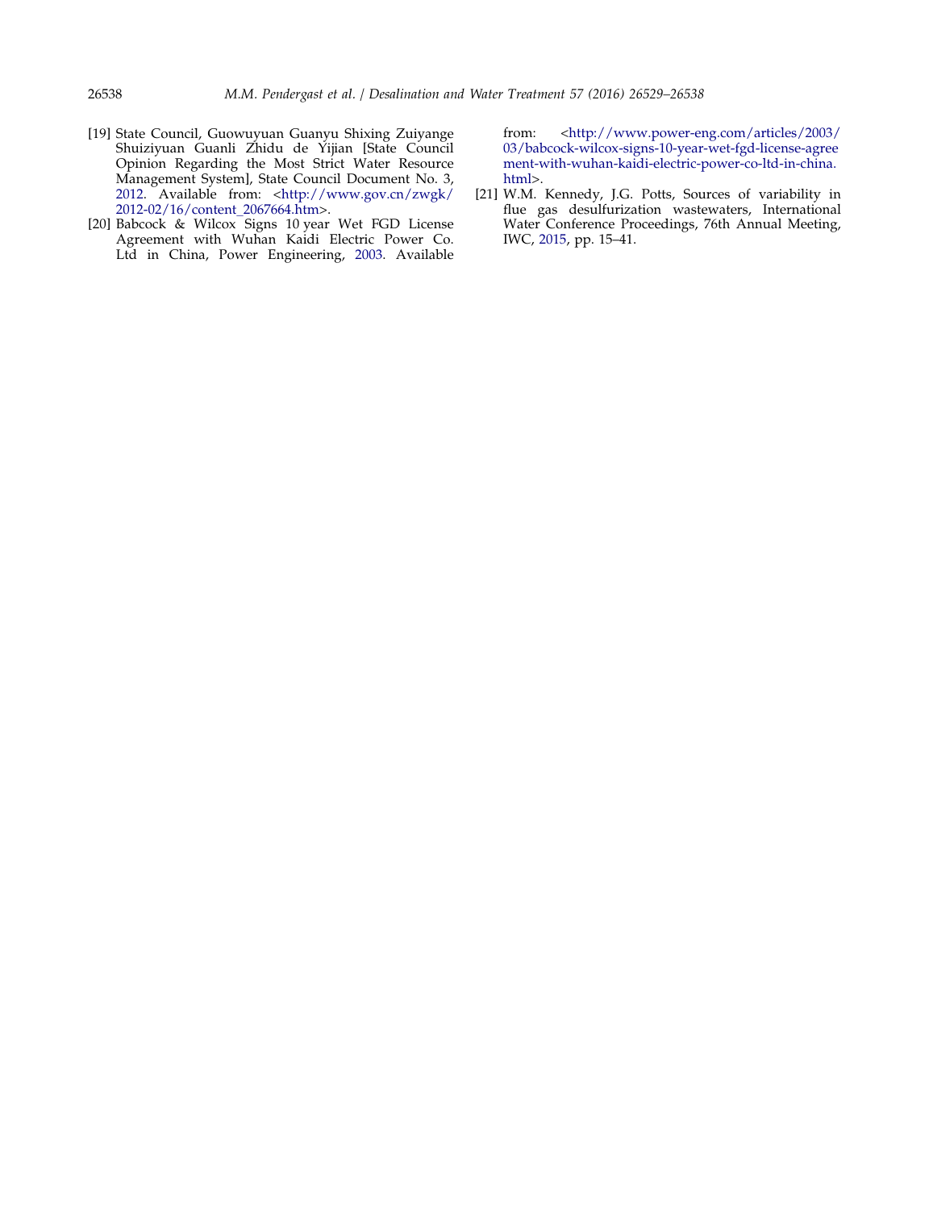[19] State Council, Guowuyuan Guanyu Shixing Zuiyange Shuiziyuan Guanli Zhidu de Yijian [State Council Opinion Regarding the Most Strict Water Resource Management System], State Council Document No. 3, 2012. Available from: <http://www.gov.cn/zwgk/2012-02/16/content_2067664.htm>.

[20] Babcock & Wilcox Signs 10 year Wet FGD License Agreement with Wuhan Kaidi Electric Power Co. Ltd in China, Power Engineering, 2003. Available from: <http://www.power-eng.com/articles/2003/03/babcock-wilcox-signs-10-year-wet-fgd-license-agreement-with-wuhan-kaidi-electric-power-co-ltd-in-china.html>.

[21] W.M. Kennedy, J.G. Potts, Sources of variability in flue gas desulfurization wastewaters, International Water Conference Proceedings, 76th Annual Meeting, IWC, 2015, pp. 15–41.